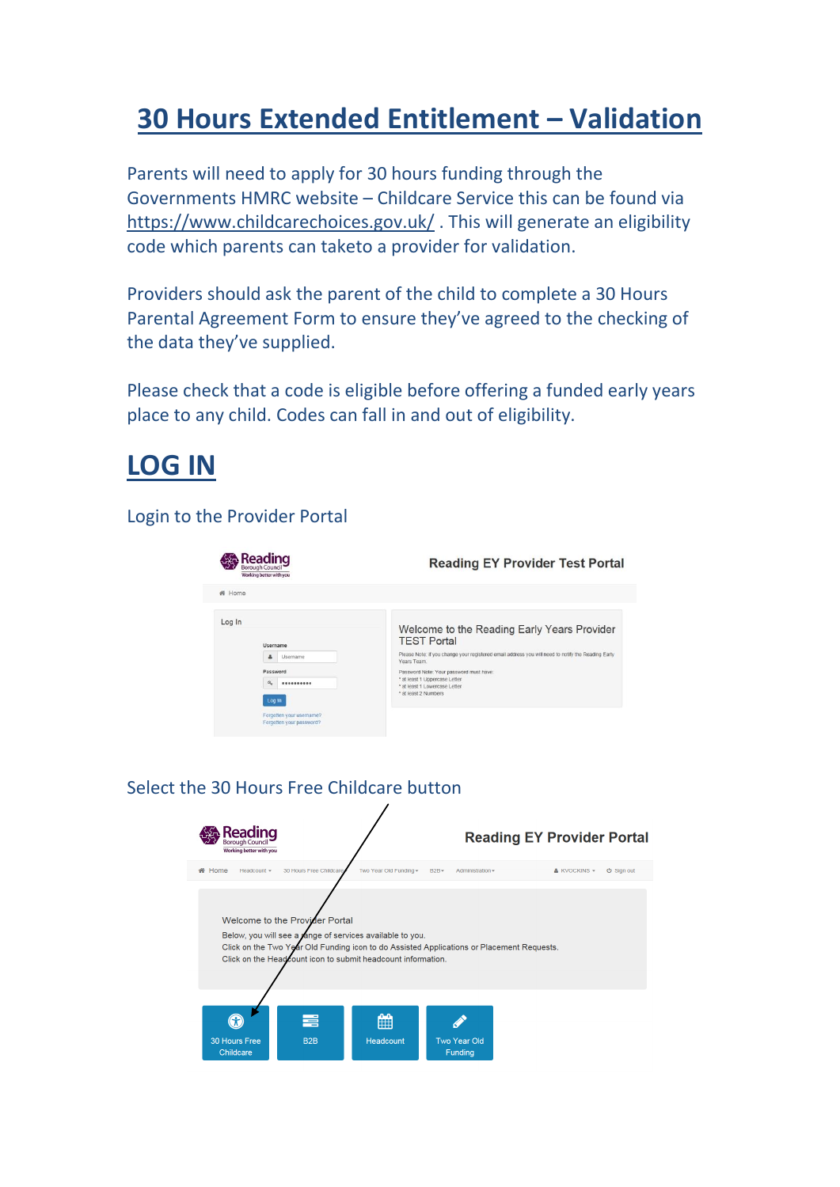# 30 Hours Extended Entitlement – Validation

Parents will need to apply for 30 hours funding through the Governments HMRC website – Childcare Service this can be found via https://www.childcarechoices.gov.uk/ . This will generate an eligibility code which parents can taketo a provider for validation.

Providers should ask the parent of the child to complete a 30 Hours Parental Agreement Form to ensure they've agreed to the checking of the data they've supplied.

Please check that a code is eligible before offering a funded early years place to any child. Codes can fall in and out of eligibility.

## LOG IN

Login to the Provider Portal

Select the 30 Hours Free Childcare button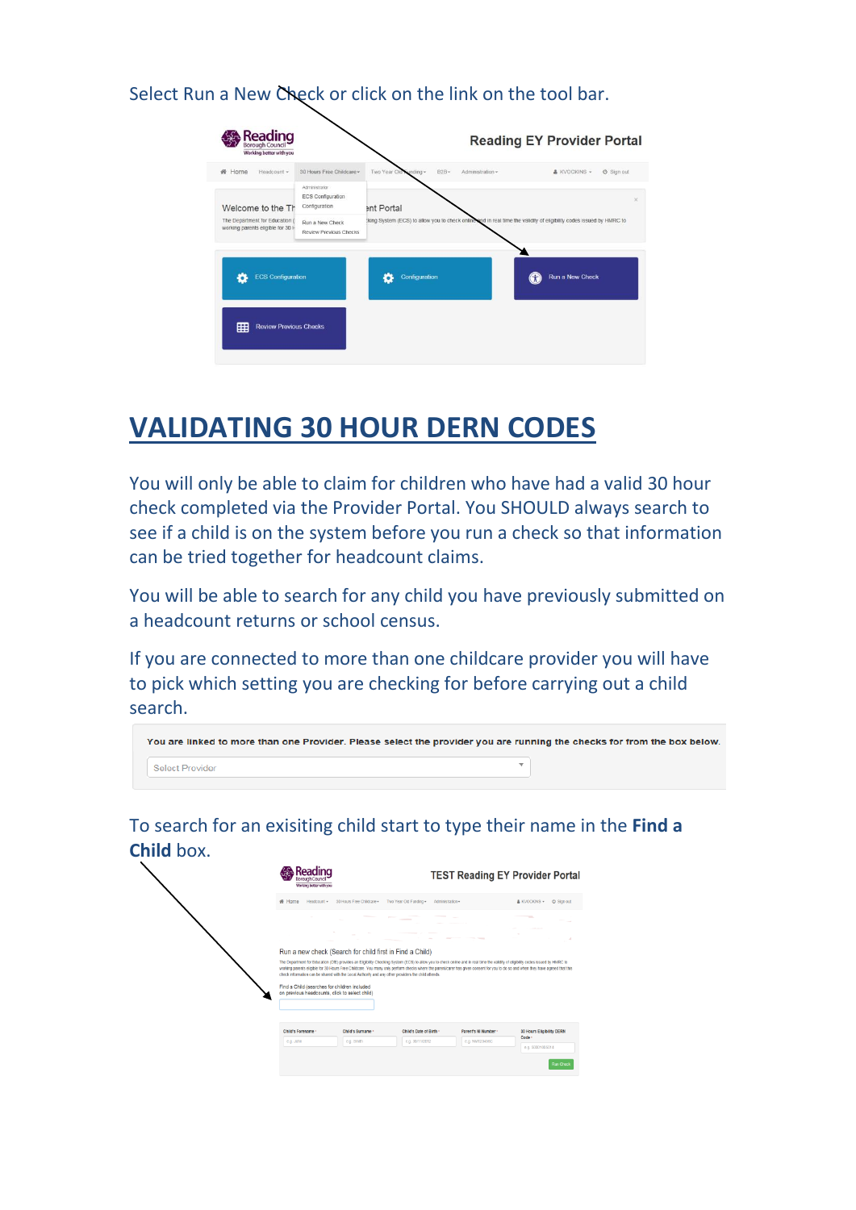Select Run a New Check or click on the link on the tool bar.

# VALIDATING 30 HOUR DERN CODES

You will only be able to claim for children who have had a valid 30 hour check completed via the Provider Portal. You SHOULD always search to see if a child is on the system before you run a check so that information can be tried together for headcount claims.

You will be able to search for any child you have previously submitted on a headcount returns or school census.

If you are connected to more than one childcare provider you will have to pick which setting you are checking for before carrying out a child search.

To search for an exisiting child start to type their name in the **Find a Child** box.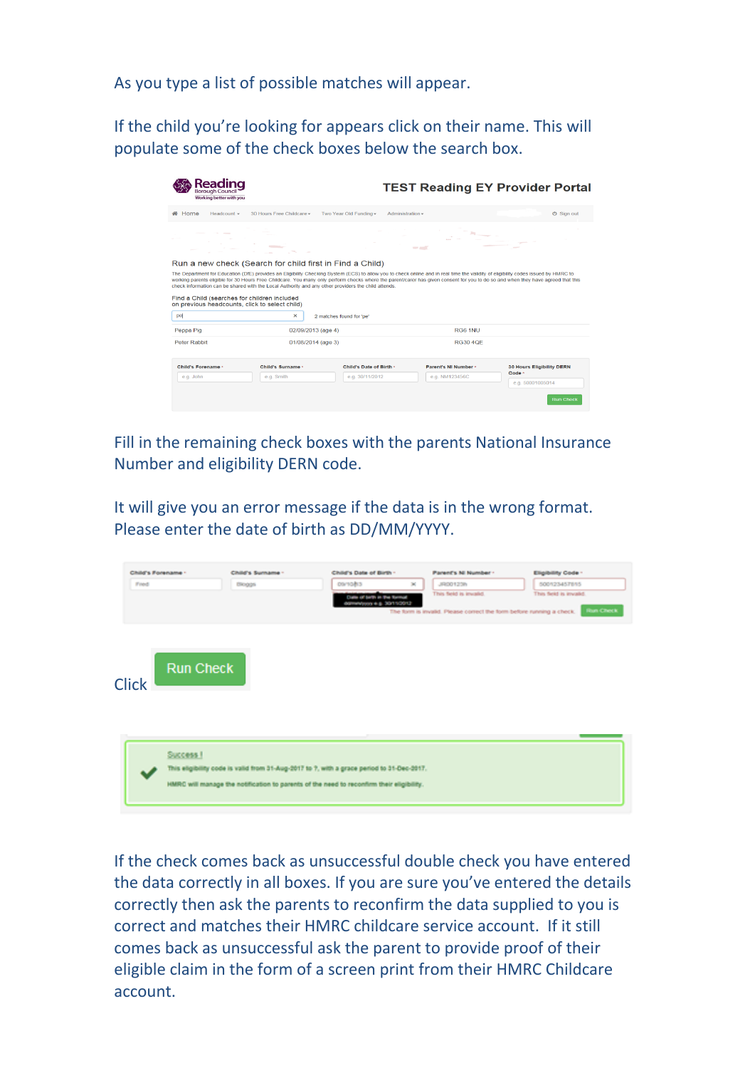As you type a list of possible matches will appear.

If the child you're looking for appears click on their name. This will populate some of the check boxes below the search box.

Fill in the remaining check boxes with the parents National Insurance Number and eligibility DERN code.

It will give you an error message if the data is in the wrong format. Please enter the date of birth as DD/MM/YYYY.

Click **Run Check**

If the check comes back as unsuccessful double check you have entered the data correctly in all boxes. If you are sure you've entered the details correctly then ask the parents to reconfirm the data supplied to you is correct and matches their HMRC childcare service account. If it still comes back as unsuccessful ask the parent to provide proof of their eligible claim in the form of a screen print from their HMRC Childcare account.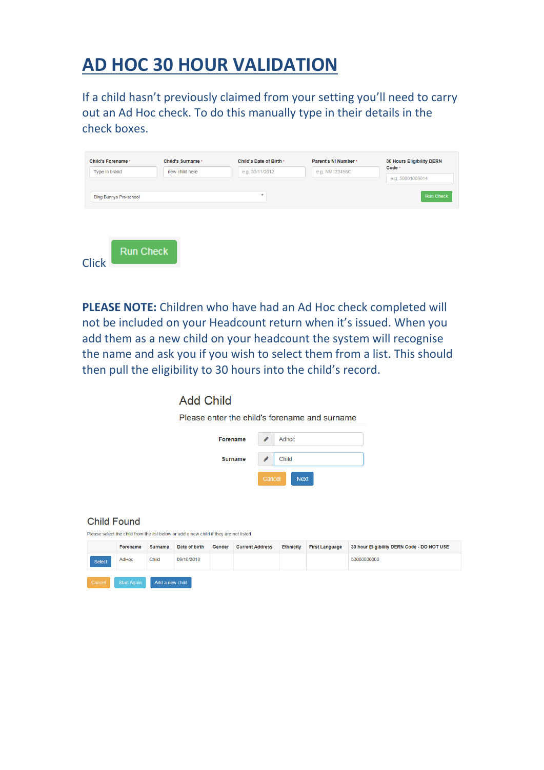# AD HOC 30 HOUR VALIDATION

If a child hasn't previously claimed from your setting you'll need to carry out an Ad Hoc check. To do this manually type in their details in the check boxes.

| Child's Forename * | Child's Surname * | Child's Date of Birth * | Parent's NI Number * | 30 Hours Eligibility DERN Code * |
|---|---|---|---|---|
| Type in brand | new child here | e.g. 30/11/2012 | e.g. NM123456C | e.g. 50001005014 |

Bing Bunnys Pre-school

Run Check

Click Run Check

**PLEASE NOTE:** Children who have had an Ad Hoc check completed will not be included on your Headcount return when it's issued. When you add them as a new child on your headcount the system will recognise the name and ask you if you wish to select them from a list. This should then pull the eligibility to 30 hours into the child's record.

## Add Child

Please enter the child's forename and surname

Forename: Adhoc

Surname: Child

Cancel Next

## Child Found

Please select the child from the list below or add a new child if they are not listed

| | Forename | Surname | Date of birth | Gender | Current Address | Ethnicity | First Language | 30 hour Eligibility DERN Code - DO NOT USE |
|---|---|---|---|---|---|---|---|---|
| Select | AdHoc | Child | 09/10/2013 | | | | | 50000000000 |

Cancel Start Again Add a new child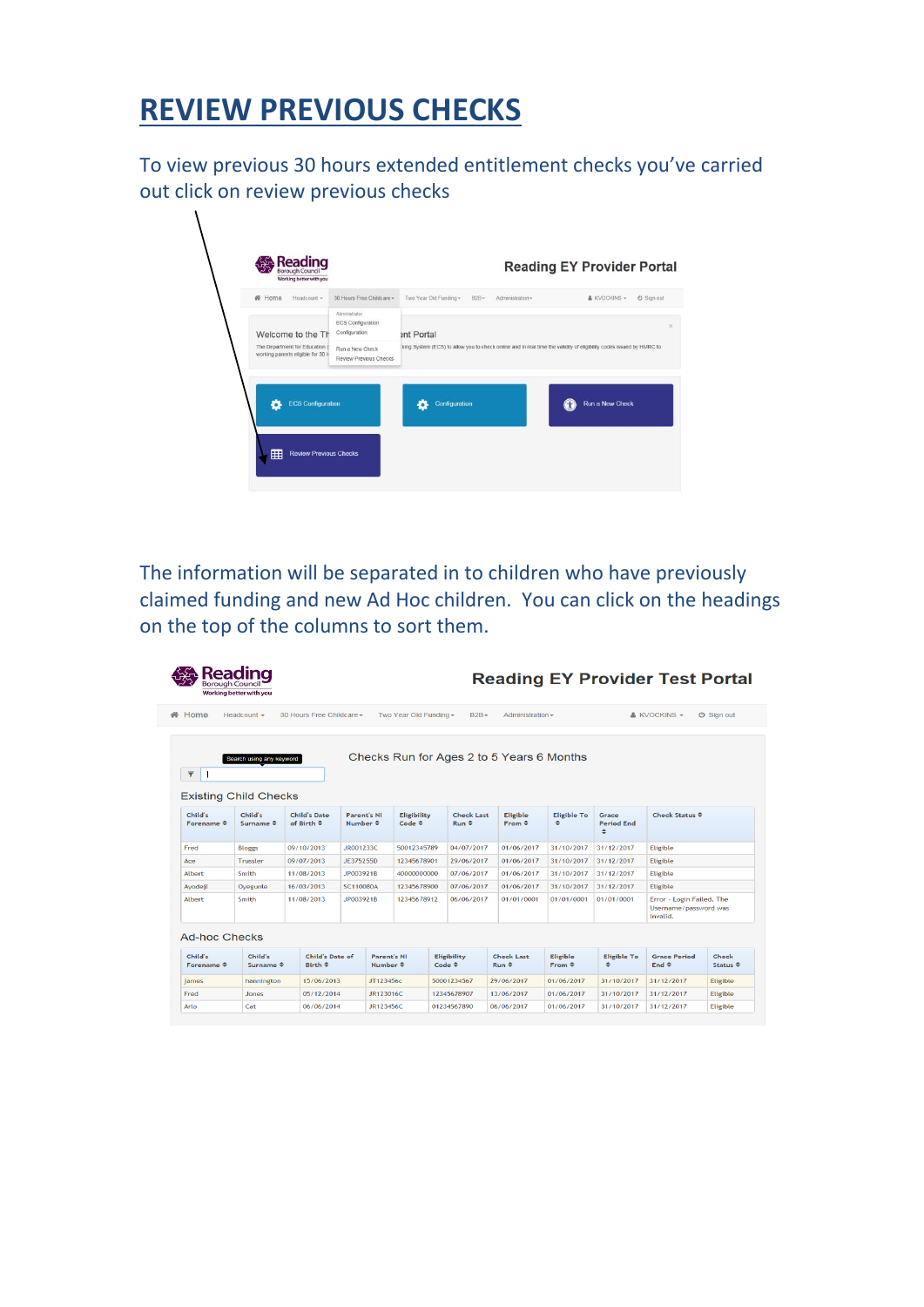# REVIEW PREVIOUS CHECKS

To view previous 30 hours extended entitlement checks you've carried out click on review previous checks

The information will be separated in to children who have previously claimed funding and new Ad Hoc children. You can click on the headings on the top of the columns to sort them.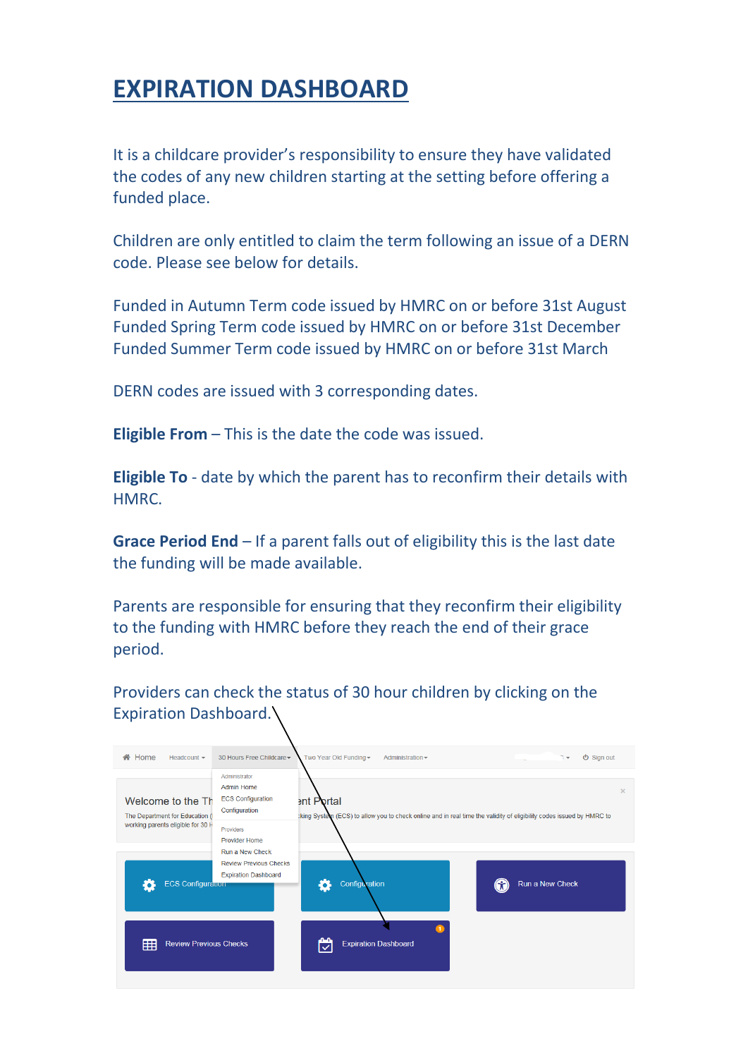# EXPIRATION DASHBOARD

It is a childcare provider's responsibility to ensure they have validated the codes of any new children starting at the setting before offering a funded place.

Children are only entitled to claim the term following an issue of a DERN code. Please see below for details.

Funded in Autumn Term code issued by HMRC on or before 31st August
Funded Spring Term code issued by HMRC on or before 31st December
Funded Summer Term code issued by HMRC on or before 31st March

DERN codes are issued with 3 corresponding dates.

**Eligible From** – This is the date the code was issued.

**Eligible To** - date by which the parent has to reconfirm their details with HMRC.

**Grace Period End** – If a parent falls out of eligibility this is the last date the funding will be made available.

Parents are responsible for ensuring that they reconfirm their eligibility to the funding with HMRC before they reach the end of their grace period.

Providers can check the status of 30 hour children by clicking on the Expiration Dashboard.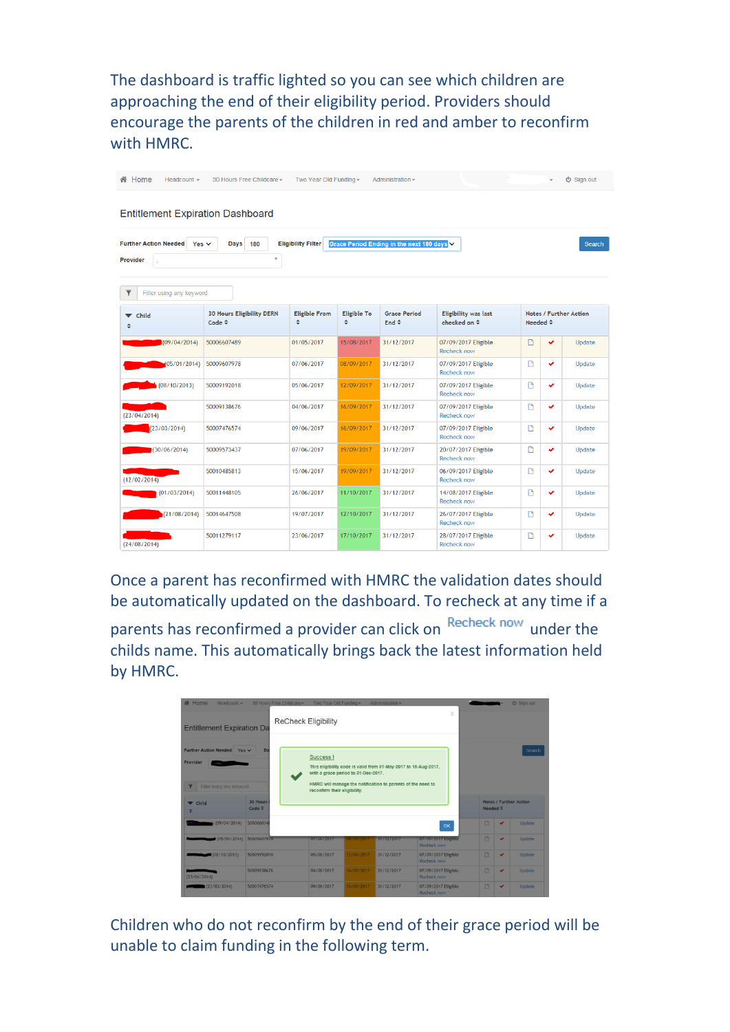The dashboard is traffic lighted so you can see which children are approaching the end of their eligibility period. Providers should encourage the parents of the children in red and amber to reconfirm with HMRC.

Home | Headcount | 30 Hours Free Childcare | Two Year Old Funding | Administration | Sign out

Entitlement Expiration Dashboard

Further Action Needed: Yes | Days: 180 | Eligibility Filter: Grace Period Ending in the next 180 days | Search

Provider

Filter using any keyword

| Child | 30 Hours Eligibility DERN Code | Eligible From | Eligible To | Grace Period End | Eligibility was last checked on | Notes / Further Action Needed | | |
|---|---|---|---|---|---|---|---|---|
| (09/04/2014) | 50006607489 | 01/05/2017 | 15/08/2017 | 31/12/2017 | 07/09/2017 Eligible Recheck now | | ✔ | Update |
| (05/01/2014) | 50009607978 | 07/06/2017 | 08/09/2017 | 31/12/2017 | 07/09/2017 Eligible Recheck now | | ✔ | Update |
| (08/10/2013) | 50009192018 | 05/06/2017 | 12/09/2017 | 31/12/2017 | 07/09/2017 Eligible Recheck now | | ✔ | Update |
| (23/04/2014) | 50009138676 | 04/06/2017 | 16/09/2017 | 31/12/2017 | 07/09/2017 Eligible Recheck now | | ✔ | Update |
| (23/03/2014) | 50007476574 | 09/06/2017 | 16/09/2017 | 31/12/2017 | 07/09/2017 Eligible Recheck now | | ✔ | Update |
| (30/06/2014) | 50009573437 | 07/06/2017 | 19/09/2017 | 31/12/2017 | 20/07/2017 Eligible Recheck now | | ✔ | Update |
| (12/02/2014) | 50010485813 | 15/06/2017 | 19/09/2017 | 31/12/2017 | 06/09/2017 Eligible Recheck now | | ✔ | Update |
| (01/03/2014) | 50011448105 | 26/06/2017 | 11/10/2017 | 31/12/2017 | 14/08/2017 Eligible Recheck now | | ✔ | Update |
| (21/08/2014) | 50014647508 | 19/07/2017 | 12/10/2017 | 31/12/2017 | 26/07/2017 Eligible Recheck now | | ✔ | Update |
| (24/08/2014) | 50011279117 | 23/06/2017 | 17/10/2017 | 31/12/2017 | 28/07/2017 Eligible Recheck now | | ✔ | Update |

Once a parent has reconfirmed with HMRC the validation dates should be automatically updated on the dashboard. To recheck at any time if a parents has reconfirmed a provider can click on Recheck now under the childs name. This automatically brings back the latest information held by HMRC.

ReCheck Eligibility

Success !

This eligibility code is valid from 01-May-2017 to 15-Aug-2017, with a grace period to 31-Dec-2017.

HMRC will manage the notification to parents of the need to reconfirm their eligibility.

OK

Children who do not reconfirm by the end of their grace period will be unable to claim funding in the following term.